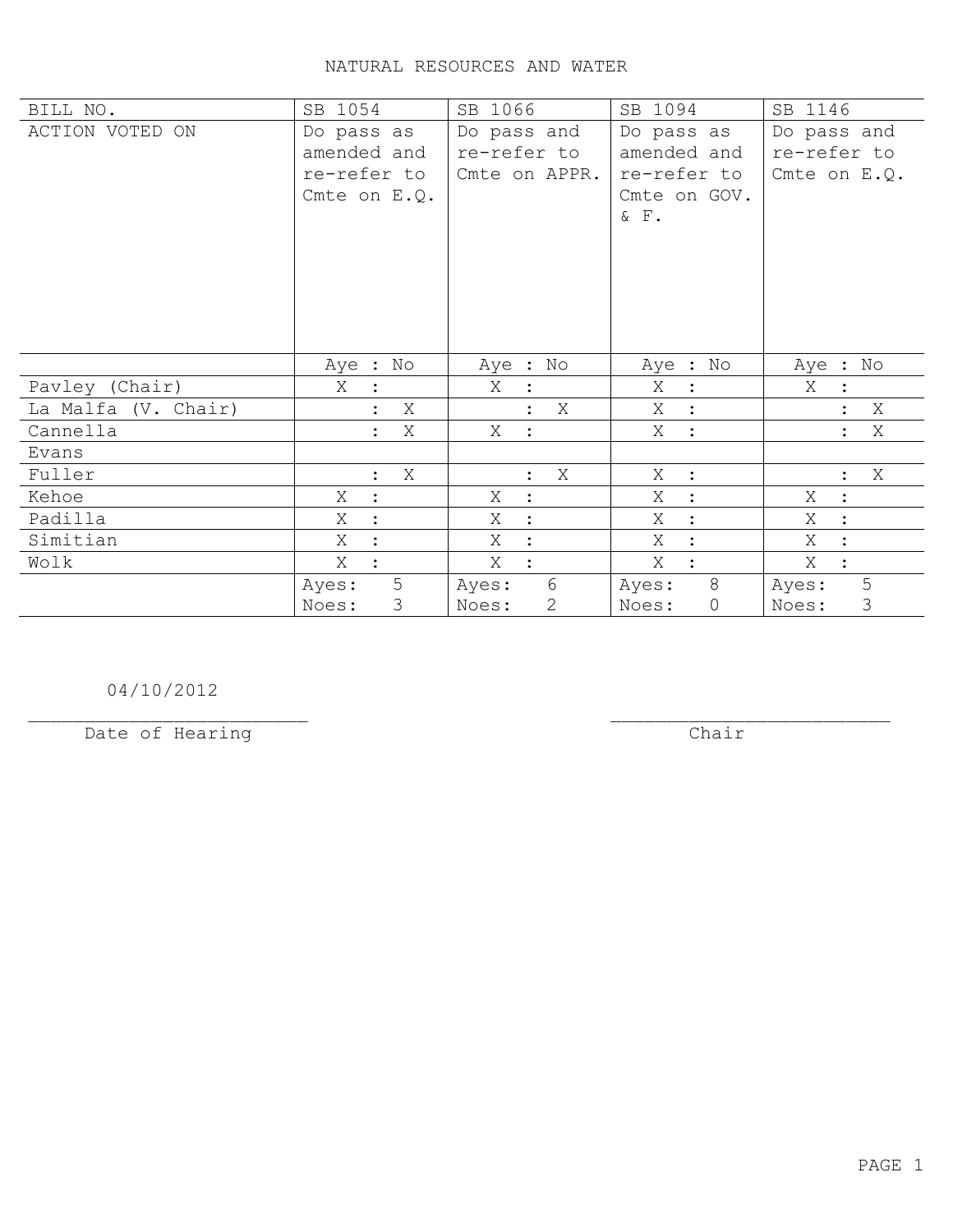# NATURAL RESOURCES AND WATER

| BILL NO. | SB 1054 | SB 1066 | SB 1094 | SB 1146 |
|---|---|---|---|---|
| ACTION VOTED ON | Do pass as amended and re-refer to Cmte on E.Q. | Do pass and re-refer to Cmte on APPR. | Do pass as amended and re-refer to Cmte on GOV. & F. | Do pass and re-refer to Cmte on E.Q. |
| | Aye : No | Aye : No | Aye : No | Aye : No |
| Pavley (Chair) | X : | X : | X : | X : |
| La Malfa (V. Chair) | : X | : X | X : | : X |
| Cannella | : X | X : | X : | : X |
| Evans | | | | |
| Fuller | : X | : X | X : | : X |
| Kehoe | X : | X : | X : | X : |
| Padilla | X : | X : | X : | X : |
| Simitian | X : | X : | X : | X : |
| Wolk | X : | X : | X : | X : |
| | Ayes: 5 Noes: 3 | Ayes: 6 Noes: 2 | Ayes: 8 Noes: 0 | Ayes: 5 Noes: 3 |

04/10/2012
_________________________
Date of Hearing

_________________________
Chair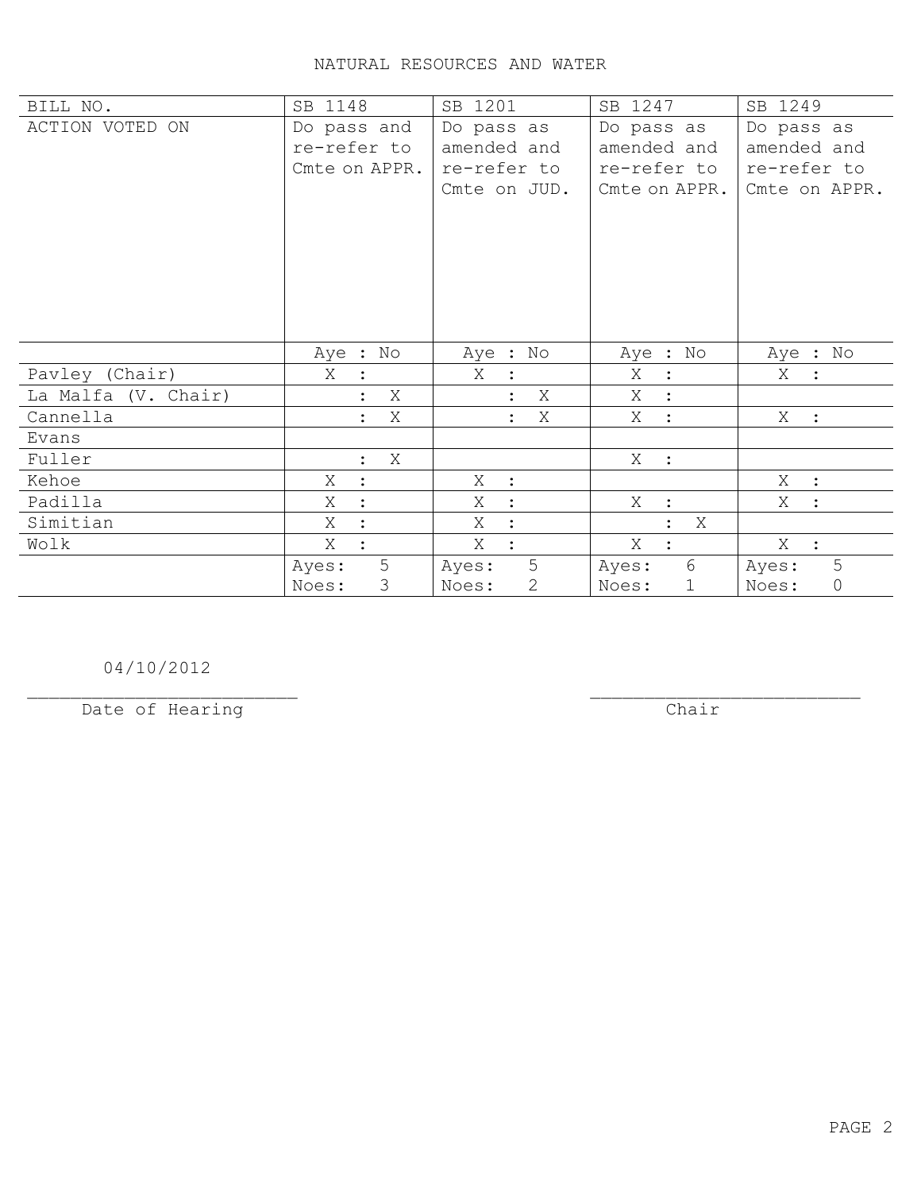# NATURAL RESOURCES AND WATER

| BILL NO. | SB 1148 | SB 1201 | SB 1247 | SB 1249 |
|---|---|---|---|---|
| ACTION VOTED ON | Do pass and re-refer to Cmte on APPR. | Do pass as amended and re-refer to Cmte on JUD. | Do pass as amended and re-refer to Cmte on APPR. | Do pass as amended and re-refer to Cmte on APPR. |
| | Aye : No | Aye : No | Aye : No | Aye : No |
| Pavley (Chair) | X : | X : | X : | X : |
| La Malfa (V. Chair) | : X | : X | X : | |
| Cannella | : X | : X | X : | X : |
| Evans | | | | |
| Fuller | : X | | X : | |
| Kehoe | X : | X : | | X : |
| Padilla | X : | X : | X : | X : |
| Simitian | X : | X : | : X | |
| Wolk | X : | X : | X : | X : |
| | Ayes: 5<br>Noes: 3 | Ayes: 5<br>Noes: 2 | Ayes: 6<br>Noes: 1 | Ayes: 5<br>Noes: 0 |

04/10/2012

Date of Hearing

Chair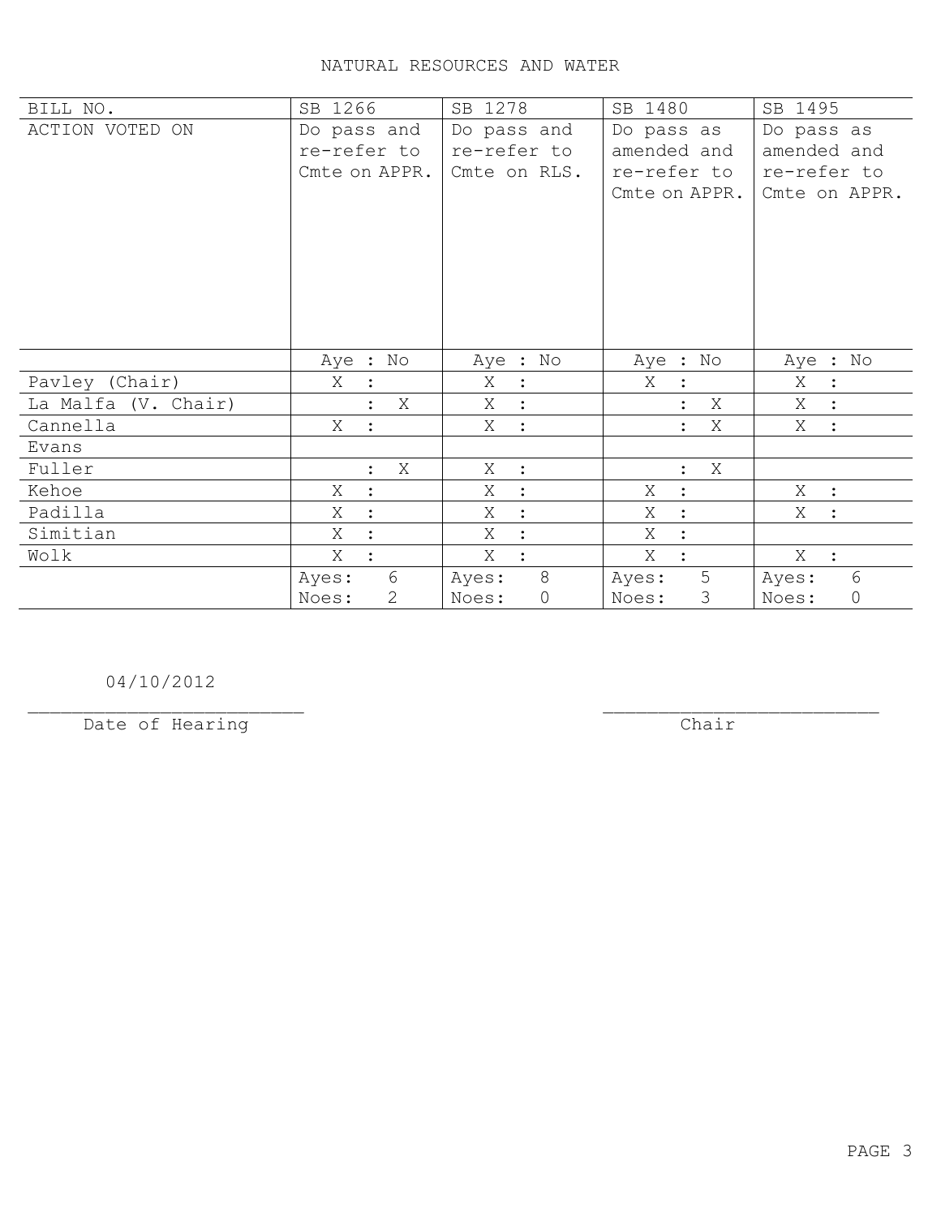NATURAL RESOURCES AND WATER

| BILL NO. | SB 1266 | SB 1278 | SB 1480 | SB 1495 |
|---|---|---|---|---|
| ACTION VOTED ON | Do pass and re-refer to Cmte on APPR. | Do pass and re-refer to Cmte on RLS. | Do pass as amended and re-refer to Cmte on APPR. | Do pass as amended and re-refer to Cmte on APPR. |
| | Aye : No | Aye : No | Aye : No | Aye : No |
| Pavley (Chair) | X : | X : | X : | X : |
| La Malfa (V. Chair) | : X | X : | : X | X : |
| Cannella | X : | X : | : X | X : |
| Evans | | | | |
| Fuller | : X | X : | : X | |
| Kehoe | X : | X : | X : | X : |
| Padilla | X : | X : | X : | X : |
| Simitian | X : | X : | X : | |
| Wolk | X : | X : | X : | X : |
| | Ayes: 6<br>Noes: 2 | Ayes: 8<br>Noes: 0 | Ayes: 5<br>Noes: 3 | Ayes: 6<br>Noes: 0 |

04/10/2012
_________________________
Date of Hearing

_________________________
Chair